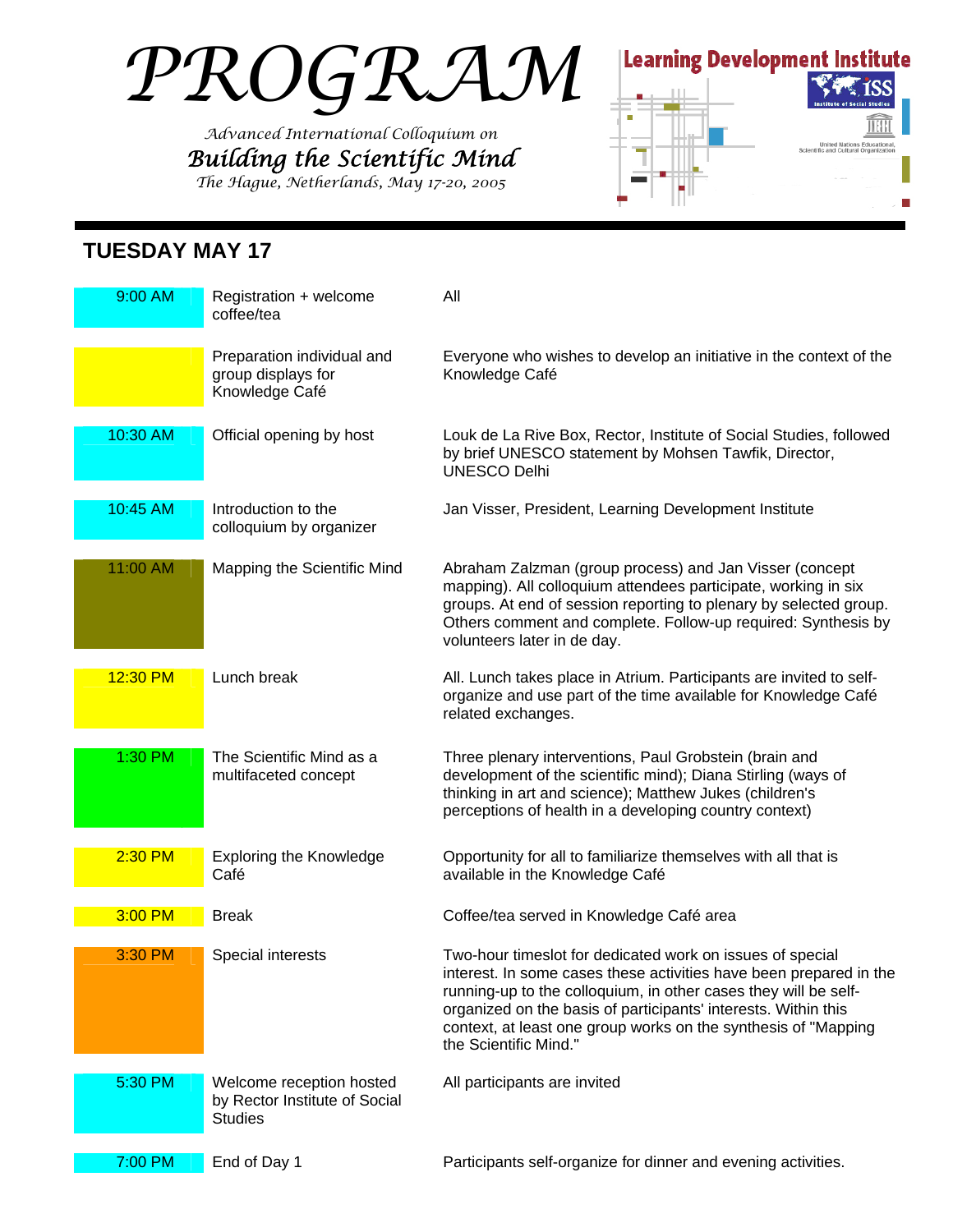# PROGRAM

*Advanced International Colloquium on*

***Building the Scientific Mind***

*The Hague, Netherlands, May 17-20, 2005*

Learning Development Institute

ISS Institute of Social Studies

United Nations Educational, Scientific and Cultural Organization

## TUESDAY MAY 17

| Time | Session | Details |
|---|---|---|
| 9:00 AM | Registration + welcome coffee/tea | All |
| | Preparation individual and group displays for Knowledge Café | Everyone who wishes to develop an initiative in the context of the Knowledge Café |
| 10:30 AM | Official opening by host | Louk de La Rive Box, Rector, Institute of Social Studies, followed by brief UNESCO statement by Mohsen Tawfik, Director, UNESCO Delhi |
| 10:45 AM | Introduction to the colloquium by organizer | Jan Visser, President, Learning Development Institute |
| 11:00 AM | Mapping the Scientific Mind | Abraham Zalzman (group process) and Jan Visser (concept mapping). All colloquium attendees participate, working in six groups. At end of session reporting to plenary by selected group. Others comment and complete. Follow-up required: Synthesis by volunteers later in de day. |
| 12:30 PM | Lunch break | All. Lunch takes place in Atrium. Participants are invited to self-organize and use part of the time available for Knowledge Café related exchanges. |
| 1:30 PM | The Scientific Mind as a multifaceted concept | Three plenary interventions, Paul Grobstein (brain and development of the scientific mind); Diana Stirling (ways of thinking in art and science); Matthew Jukes (children's perceptions of health in a developing country context) |
| 2:30 PM | Exploring the Knowledge Café | Opportunity for all to familiarize themselves with all that is available in the Knowledge Café |
| 3:00 PM | Break | Coffee/tea served in Knowledge Café area |
| 3:30 PM | Special interests | Two-hour timeslot for dedicated work on issues of special interest. In some cases these activities have been prepared in the running-up to the colloquium, in other cases they will be self-organized on the basis of participants' interests. Within this context, at least one group works on the synthesis of "Mapping the Scientific Mind." |
| 5:30 PM | Welcome reception hosted by Rector Institute of Social Studies | All participants are invited |
| 7:00 PM | End of Day 1 | Participants self-organize for dinner and evening activities. |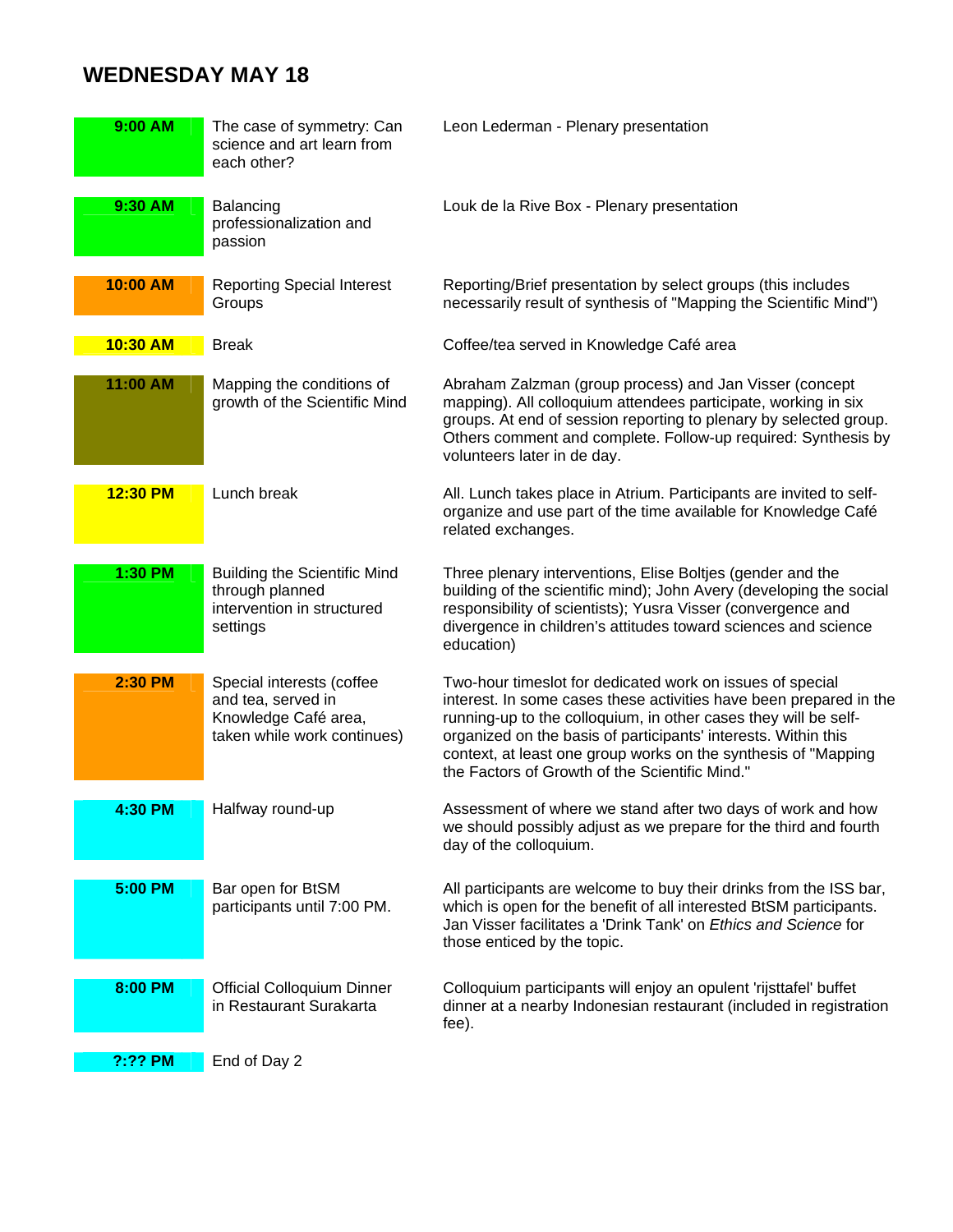## WEDNESDAY MAY 18

| Time | Session | Details |
|---|---|---|
| **9:00 AM** | The case of symmetry: Can science and art learn from each other? | Leon Lederman - Plenary presentation |
| **9:30 AM** | Balancing professionalization and passion | Louk de la Rive Box - Plenary presentation |
| **10:00 AM** | Reporting Special Interest Groups | Reporting/Brief presentation by select groups (this includes necessarily result of synthesis of "Mapping the Scientific Mind") |
| **10:30 AM** | Break | Coffee/tea served in Knowledge Café area |
| **11:00 AM** | Mapping the conditions of growth of the Scientific Mind | Abraham Zalzman (group process) and Jan Visser (concept mapping). All colloquium attendees participate, working in six groups. At end of session reporting to plenary by selected group. Others comment and complete. Follow-up required: Synthesis by volunteers later in de day. |
| **12:30 PM** | Lunch break | All. Lunch takes place in Atrium. Participants are invited to self-organize and use part of the time available for Knowledge Café related exchanges. |
| **1:30 PM** | Building the Scientific Mind through planned intervention in structured settings | Three plenary interventions, Elise Boltjes (gender and the building of the scientific mind); John Avery (developing the social responsibility of scientists); Yusra Visser (convergence and divergence in children's attitudes toward sciences and science education) |
| **2:30 PM** | Special interests (coffee and tea, served in Knowledge Café area, taken while work continues) | Two-hour timeslot for dedicated work on issues of special interest. In some cases these activities have been prepared in the running-up to the colloquium, in other cases they will be self-organized on the basis of participants' interests. Within this context, at least one group works on the synthesis of "Mapping the Factors of Growth of the Scientific Mind." |
| **4:30 PM** | Halfway round-up | Assessment of where we stand after two days of work and how we should possibly adjust as we prepare for the third and fourth day of the colloquium. |
| **5:00 PM** | Bar open for BtSM participants until 7:00 PM. | All participants are welcome to buy their drinks from the ISS bar, which is open for the benefit of all interested BtSM participants. Jan Visser facilitates a 'Drink Tank' on *Ethics and Science* for those enticed by the topic. |
| **8:00 PM** | Official Colloquium Dinner in Restaurant Surakarta | Colloquium participants will enjoy an opulent 'rijsttafel' buffet dinner at a nearby Indonesian restaurant (included in registration fee). |
| **?:?? PM** | End of Day 2 | |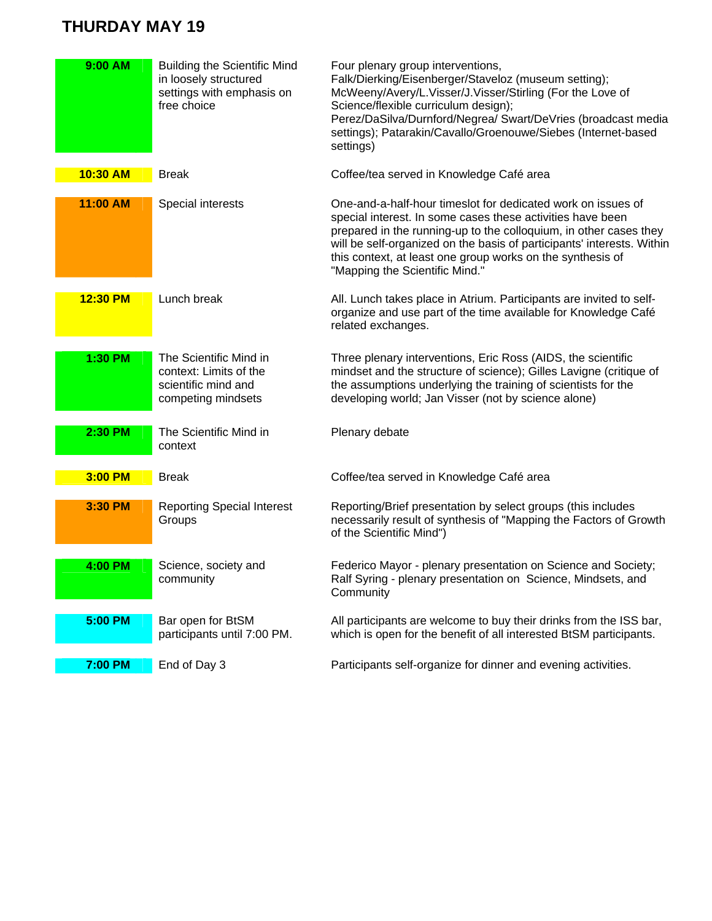# THURDAY MAY 19

| Time | Session | Details |
|---|---|---|
| 9:00 AM | Building the Scientific Mind in loosely structured settings with emphasis on free choice | Four plenary group interventions, Falk/Dierking/Eisenberger/Staveloz (museum setting); McWeeny/Avery/L.Visser/J.Visser/Stirling (For the Love of Science/flexible curriculum design); Perez/DaSilva/Durnford/Negrea/ Swart/DeVries (broadcast media settings); Patarakin/Cavallo/Groenouwe/Siebes (Internet-based settings) |
| 10:30 AM | Break | Coffee/tea served in Knowledge Café area |
| 11:00 AM | Special interests | One-and-a-half-hour timeslot for dedicated work on issues of special interest. In some cases these activities have been prepared in the running-up to the colloquium, in other cases they will be self-organized on the basis of participants' interests. Within this context, at least one group works on the synthesis of "Mapping the Scientific Mind." |
| 12:30 PM | Lunch break | All. Lunch takes place in Atrium. Participants are invited to self-organize and use part of the time available for Knowledge Café related exchanges. |
| 1:30 PM | The Scientific Mind in context: Limits of the scientific mind and competing mindsets | Three plenary interventions, Eric Ross (AIDS, the scientific mindset and the structure of science); Gilles Lavigne (critique of the assumptions underlying the training of scientists for the developing world; Jan Visser (not by science alone) |
| 2:30 PM | The Scientific Mind in context | Plenary debate |
| 3:00 PM | Break | Coffee/tea served in Knowledge Café area |
| 3:30 PM | Reporting Special Interest Groups | Reporting/Brief presentation by select groups (this includes necessarily result of synthesis of "Mapping the Factors of Growth of the Scientific Mind") |
| 4:00 PM | Science, society and community | Federico Mayor - plenary presentation on Science and Society; Ralf Syring - plenary presentation on Science, Mindsets, and Community |
| 5:00 PM | Bar open for BtSM participants until 7:00 PM. | All participants are welcome to buy their drinks from the ISS bar, which is open for the benefit of all interested BtSM participants. |
| 7:00 PM | End of Day 3 | Participants self-organize for dinner and evening activities. |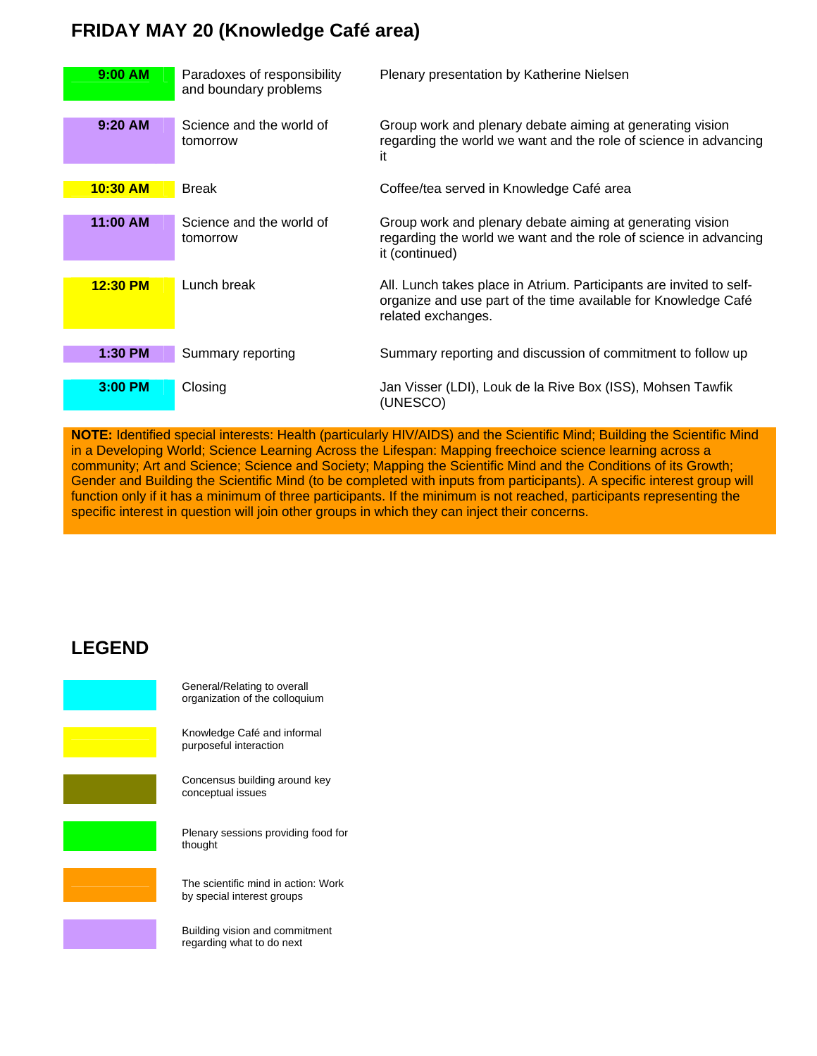## FRIDAY MAY 20 (Knowledge Café area)

| | | |
|---|---|---|
| **9:00 AM** | Paradoxes of responsibility and boundary problems | Plenary presentation by Katherine Nielsen |
| **9:20 AM** | Science and the world of tomorrow | Group work and plenary debate aiming at generating vision regarding the world we want and the role of science in advancing it |
| **10:30 AM** | Break | Coffee/tea served in Knowledge Café area |
| **11:00 AM** | Science and the world of tomorrow | Group work and plenary debate aiming at generating vision regarding the world we want and the role of science in advancing it (continued) |
| **12:30 PM** | Lunch break | All. Lunch takes place in Atrium. Participants are invited to self-organize and use part of the time available for Knowledge Café related exchanges. |
| **1:30 PM** | Summary reporting | Summary reporting and discussion of commitment to follow up |
| **3:00 PM** | Closing | Jan Visser (LDI), Louk de la Rive Box (ISS), Mohsen Tawfik (UNESCO) |

**NOTE:** Identified special interests: Health (particularly HIV/AIDS) and the Scientific Mind; Building the Scientific Mind in a Developing World; Science Learning Across the Lifespan: Mapping freechoice science learning across a community; Art and Science; Science and Society; Mapping the Scientific Mind and the Conditions of its Growth; Gender and Building the Scientific Mind (to be completed with inputs from participants). A specific interest group will function only if it has a minimum of three participants. If the minimum is not reached, participants representing the specific interest in question will join other groups in which they can inject their concerns.

## LEGEND

- General/Relating to overall organization of the colloquium
- Knowledge Café and informal purposeful interaction
- Concensus building around key conceptual issues
- Plenary sessions providing food for thought
- The scientific mind in action: Work by special interest groups
- Building vision and commitment regarding what to do next